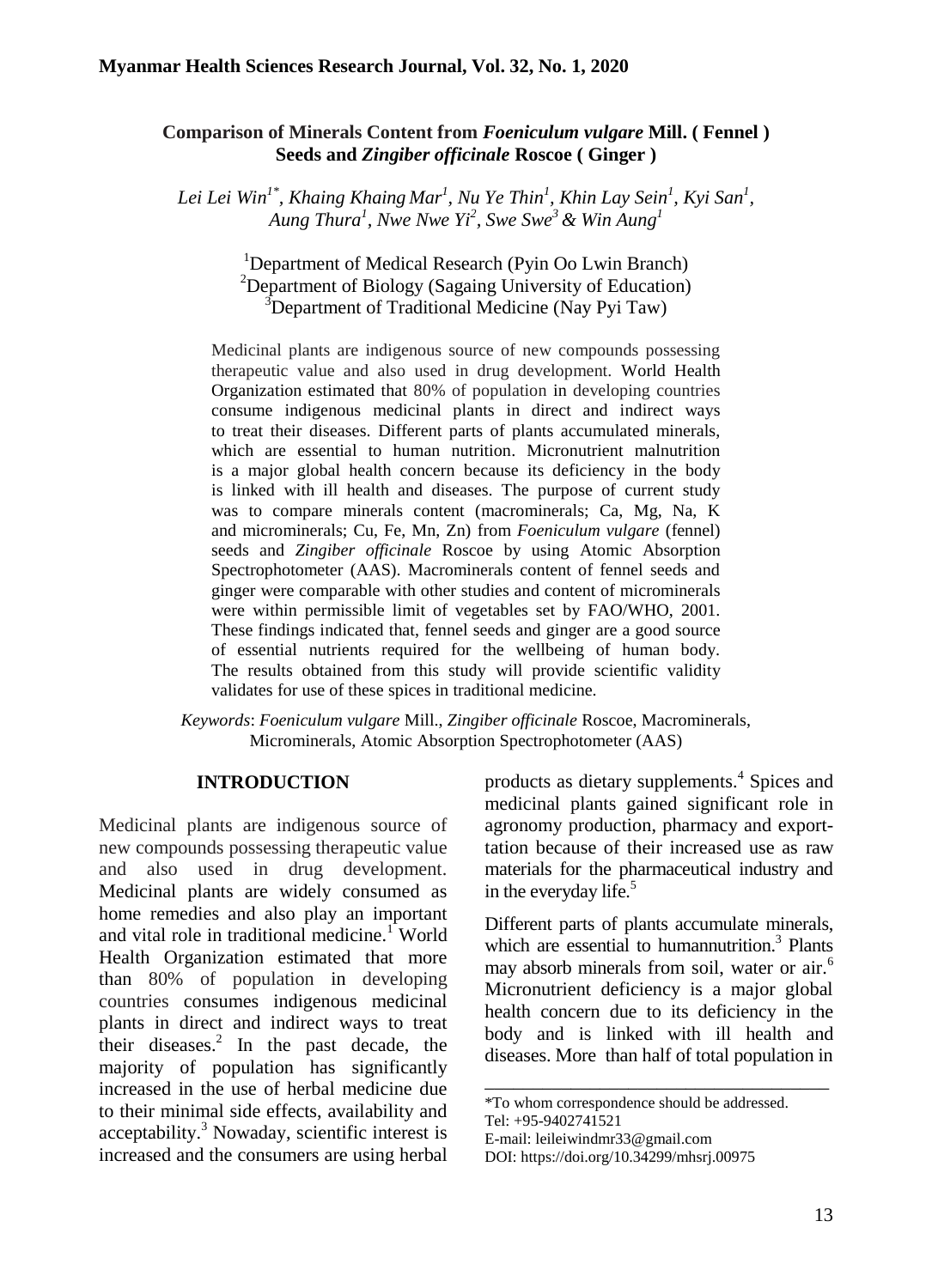# Comparison of Minerals Content from *Foeniculum vulgare* Mill. ( Fennel ) Seeds and *Zingiber officinale* Roscoe ( Ginger )

*Lei Lei Win[1*], Khaing Khaing Mar[1], Nu Ye Thin[1], Khin Lay Sein[1], Kyi San[1], Aung Thura[1], Nwe Nwe Yi[2], Swe Swe[3] & Win Aung[1]*

[1]Department of Medical Research (Pyin Oo Lwin Branch)
[2]Department of Biology (Sagaing University of Education)
[3]Department of Traditional Medicine (Nay Pyi Taw)

Medicinal plants are indigenous source of new compounds possessing therapeutic value and also used in drug development. World Health Organization estimated that 80% of population in developing countries consume indigenous medicinal plants in direct and indirect ways to treat their diseases. Different parts of plants accumulated minerals, which are essential to human nutrition. Micronutrient malnutrition is a major global health concern because its deficiency in the body is linked with ill health and diseases. The purpose of current study was to compare minerals content (macrominerals; Ca, Mg, Na, K and microminerals; Cu, Fe, Mn, Zn) from *Foeniculum vulgare* (fennel) seeds and *Zingiber officinale* Roscoe by using Atomic Absorption Spectrophotometer (AAS). Macrominerals content of fennel seeds and ginger were comparable with other studies and content of microminerals were within permissible limit of vegetables set by FAO/WHO, 2001. These findings indicated that, fennel seeds and ginger are a good source of essential nutrients required for the wellbeing of human body. The results obtained from this study will provide scientific validity validates for use of these spices in traditional medicine.

*Keywords*: *Foeniculum vulgare* Mill., *Zingiber officinale* Roscoe, Macrominerals, Microminerals, Atomic Absorption Spectrophotometer (AAS)

## INTRODUCTION

Medicinal plants are indigenous source of new compounds possessing therapeutic value and also used in drug development. Medicinal plants are widely consumed as home remedies and also play an important and vital role in traditional medicine.[1] World Health Organization estimated that more than 80% of population in developing countries consumes indigenous medicinal plants in direct and indirect ways to treat their diseases.[2] In the past decade, the majority of population has significantly increased in the use of herbal medicine due to their minimal side effects, availability and acceptability.[3] Nowaday, scientific interest is increased and the consumers are using herbal products as dietary supplements.[4] Spices and medicinal plants gained significant role in agronomy production, pharmacy and exporttation because of their increased use as raw materials for the pharmaceutical industry and in the everyday life.[5]

Different parts of plants accumulate minerals, which are essential to humannutrition.[3] Plants may absorb minerals from soil, water or air.[6] Micronutrient deficiency is a major global health concern due to its deficiency in the body and is linked with ill health and diseases. More than half of total population in

\*To whom correspondence should be addressed.
Tel: +95-9402741521
E-mail: leileiwindmr33@gmail.com
DOI: https://doi.org/10.34299/mhsrj.00975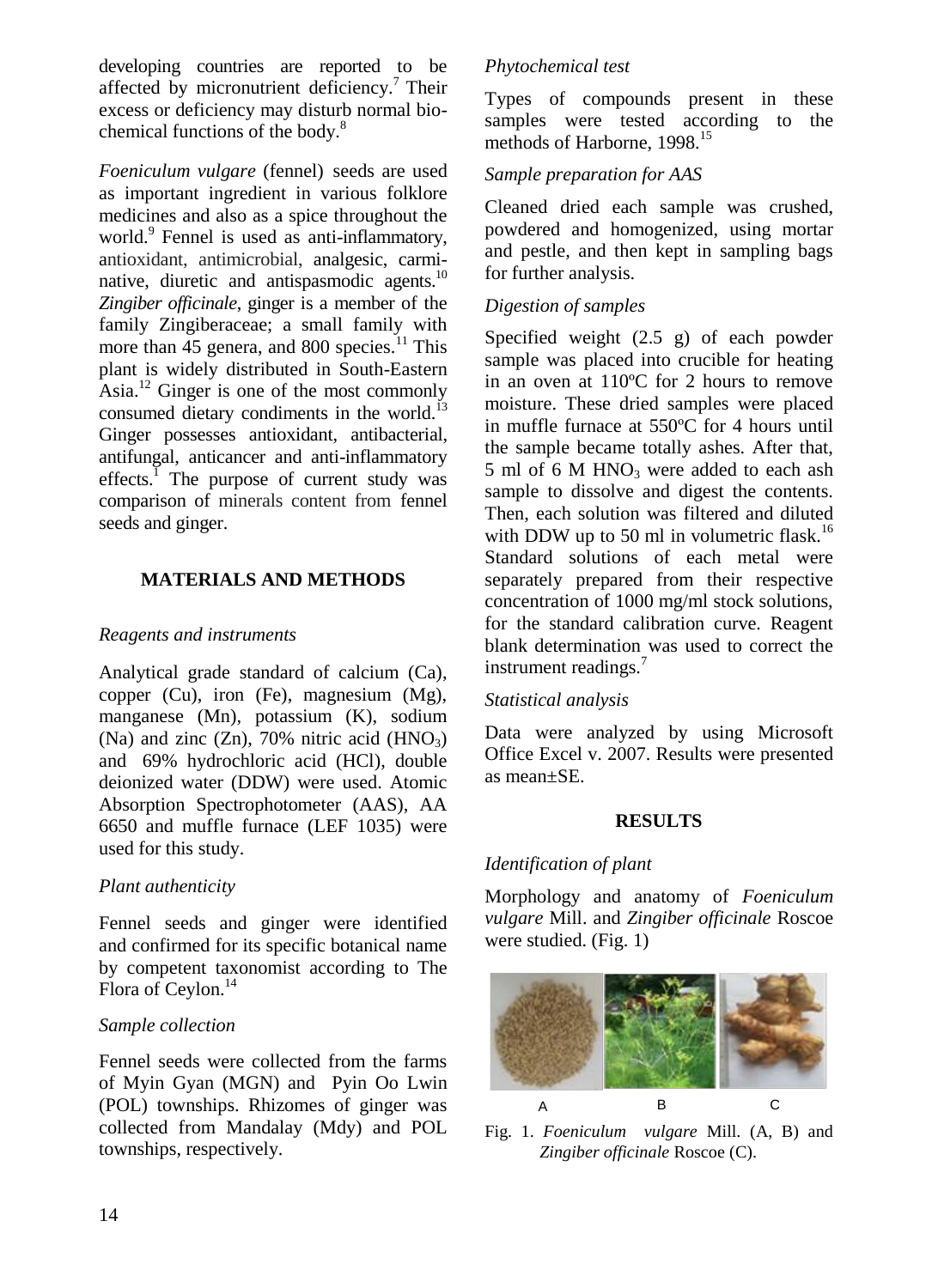developing countries are reported to be affected by micronutrient deficiency.[7] Their excess or deficiency may disturb normal bio-chemical functions of the body.[8]

*Foeniculum vulgare* (fennel) seeds are used as important ingredient in various folklore medicines and also as a spice throughout the world.[9] Fennel is used as anti-inflammatory, antioxidant, antimicrobial, analgesic, carminative, diuretic and antispasmodic agents.[10] *Zingiber officinale*, ginger is a member of the family Zingiberaceae; a small family with more than 45 genera, and 800 species.[11] This plant is widely distributed in South-Eastern Asia.[12] Ginger is one of the most commonly consumed dietary condiments in the world.[13] Ginger possesses antioxidant, antibacterial, antifungal, anticancer and anti-inflammatory effects.[1] The purpose of current study was comparison of minerals content from fennel seeds and ginger.

## MATERIALS AND METHODS

### *Reagents and instruments*

Analytical grade standard of calcium (Ca), copper (Cu), iron (Fe), magnesium (Mg), manganese (Mn), potassium (K), sodium (Na) and zinc (Zn), 70% nitric acid ($HNO_3$) and 69% hydrochloric acid (HCl), double deionized water (DDW) were used. Atomic Absorption Spectrophotometer (AAS), AA 6650 and muffle furnace (LEF 1035) were used for this study.

### *Plant authenticity*

Fennel seeds and ginger were identified and confirmed for its specific botanical name by competent taxonomist according to The Flora of Ceylon.[14]

### *Sample collection*

Fennel seeds were collected from the farms of Myin Gyan (MGN) and Pyin Oo Lwin (POL) townships. Rhizomes of ginger was collected from Mandalay (Mdy) and POL townships, respectively.

### *Phytochemical test*

Types of compounds present in these samples were tested according to the methods of Harborne, 1998.[15]

### *Sample preparation for AAS*

Cleaned dried each sample was crushed, powdered and homogenized, using mortar and pestle, and then kept in sampling bags for further analysis.

### *Digestion of samples*

Specified weight (2.5 g) of each powder sample was placed into crucible for heating in an oven at 110ºC for 2 hours to remove moisture. These dried samples were placed in muffle furnace at 550ºC for 4 hours until the sample became totally ashes. After that, 5 ml of 6 M $HNO_3$ were added to each ash sample to dissolve and digest the contents. Then, each solution was filtered and diluted with DDW up to 50 ml in volumetric flask.[16] Standard solutions of each metal were separately prepared from their respective concentration of 1000 mg/ml stock solutions, for the standard calibration curve. Reagent blank determination was used to correct the instrument readings.[7]

### *Statistical analysis*

Data were analyzed by using Microsoft Office Excel v. 2007. Results were presented as mean±SE.

## RESULTS

### *Identification of plant*

Morphology and anatomy of *Foeniculum vulgare* Mill. and *Zingiber officinale* Roscoe were studied. (Fig. 1)

A B C

Fig. 1. *Foeniculum vulgare* Mill. (A, B) and *Zingiber officinale* Roscoe (C).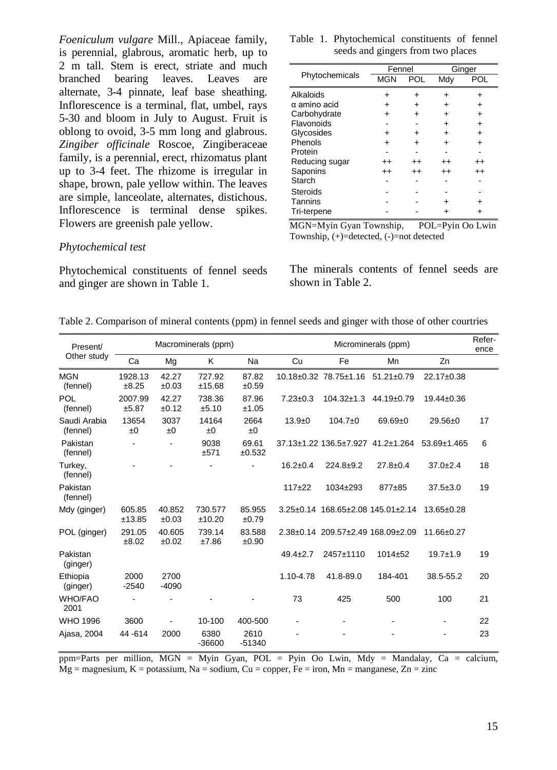*Foeniculum vulgare* Mill., Apiaceae family, is perennial, glabrous, aromatic herb, up to 2 m tall. Stem is erect, striate and much branched bearing leaves. Leaves are alternate, 3-4 pinnate, leaf base sheathing. Inflorescence is a terminal, flat, umbel, rays 5-30 and bloom in July to August. Fruit is oblong to ovoid, 3-5 mm long and glabrous. *Zingiber officinale* Roscoe, Zingiberaceae family, is a perennial, erect, rhizomatus plant up to 3-4 feet. The rhizome is irregular in shape, brown, pale yellow within. The leaves are simple, lanceolate, alternates, distichous. Inflorescence is terminal dense spikes. Flowers are greenish pale yellow.

*Phytochemical test*

Phytochemical constituents of fennel seeds and ginger are shown in Table 1.

Table 1. Phytochemical constituents of fennel seeds and gingers from two places

| Phytochemicals | Fennel | | Ginger | |
|---|---|---|---|---|
| | MGN | POL | Mdy | POL |
| Alkaloids | + | + | + | + |
| α amino acid | + | + | + | + |
| Carbohydrate | + | + | + | + |
| Flavonoids | - | - | + | + |
| Glycosides | + | + | + | + |
| Phenols | + | + | + | + |
| Protein | - | - | - | - |
| Reducing sugar | ++ | ++ | ++ | ++ |
| Saponins | ++ | ++ | ++ | ++ |
| Starch | - | - | - | - |
| Steroids | - | - | - | - |
| Tannins | - | - | + | + |
| Tri-terpene | - | - | + | + |

MGN=Myin Gyan Township, POL=Pyin Oo Lwin Township, (+)=detected, (-)=not detected

The minerals contents of fennel seeds are shown in Table 2.

Table 2. Comparison of mineral contents (ppm) in fennel seeds and ginger with those of other courtries

| Present/ Other study | Macrominerals (ppm) | | | | Microminerals (ppm) | | | | Reference |
|---|---|---|---|---|---|---|---|---|---|
| | Ca | Mg | K | Na | Cu | Fe | Mn | Zn | |
| MGN (fennel) | 1928.13 ±8.25 | 42.27 ±0.03 | 727.92 ±15.68 | 87.82 ±0.59 | 10.18±0.32 | 78.75±1.16 | 51.21±0.79 | 22.17±0.38 | |
| POL (fennel) | 2007.99 ±5.87 | 42.27 ±0.12 | 738.36 ±5.10 | 87.96 ±1.05 | 7.23±0.3 | 104.32±1.3 | 44.19±0.79 | 19.44±0.36 | |
| Saudi Arabia (fennel) | 13654 ±0 | 3037 ±0 | 14164 ±0 | 2664 ±0 | 13.9±0 | 104.7±0 | 69.69±0 | 29.56±0 | 17 |
| Pakistan (fennel) | - | - | 9038 ±571 | 69.61 ±0.532 | 37.13±1.22 | 136.5±7.927 | 41.2±1.264 | 53.69±1.465 | 6 |
| Turkey, (fennel) | - | - | - | - | 16.2±0.4 | 224.8±9.2 | 27.8±0.4 | 37.0±2.4 | 18 |
| Pakistan (fennel) | | | | | 117±22 | 1034±293 | 877±85 | 37.5±3.0 | 19 |
| Mdy (ginger) | 605.85 ±13.85 | 40.852 ±0.03 | 730.577 ±10.20 | 85.955 ±0.79 | 3.25±0.14 | 168.65±2.08 | 145.01±2.14 | 13.65±0.28 | |
| POL (ginger) | 291.05 ±8.02 | 40.605 ±0.02 | 739.14 ±7.86 | 83.588 ±0.90 | 2.38±0.14 | 209.57±2.49 | 168.09±2.09 | 11.66±0.27 | |
| Pakistan (ginger) | | | | | 49.4±2.7 | 2457±1110 | 1014±52 | 19.7±1.9 | 19 |
| Ethiopia (ginger) | 2000 -2540 | 2700 -4090 | | | 1.10-4.78 | 41.8-89.0 | 184-401 | 38.5-55.2 | 20 |
| WHO/FAO 2001 | - | - | - | - | 73 | 425 | 500 | 100 | 21 |
| WHO 1996 | 3600 | - | 10-100 | 400-500 | - | - | - | - | 22 |
| Ajasa, 2004 | 44 -614 | 2000 | 6380 -36600 | 2610 -51340 | - | - | - | - | 23 |

ppm=Parts per million, MGN = Myin Gyan, POL = Pyin Oo Lwin, Mdy = Mandalay, Ca = calcium, Mg = magnesium, K = potassium, Na = sodium, Cu = copper, Fe = iron, Mn = manganese, Zn = zinc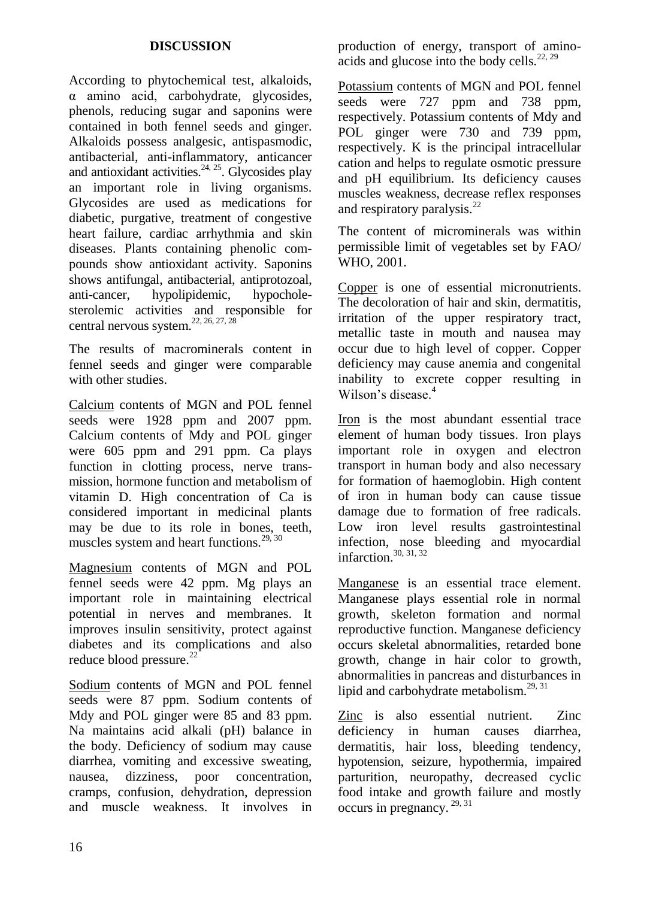## DISCUSSION

According to phytochemical test, alkaloids, α amino acid, carbohydrate, glycosides, phenols, reducing sugar and saponins were contained in both fennel seeds and ginger. Alkaloids possess analgesic, antispasmodic, antibacterial, anti-inflammatory, anticancer and antioxidant activities.[24, 25]. Glycosides play an important role in living organisms. Glycosides are used as medications for diabetic, purgative, treatment of congestive heart failure, cardiac arrhythmia and skin diseases. Plants containing phenolic compounds show antioxidant activity. Saponins shows antifungal, antibacterial, antiprotozoal, anti-cancer, hypolipidemic, hypocholesterolemic activities and responsible for central nervous system.[22, 26, 27, 28]

The results of macrominerals content in fennel seeds and ginger were comparable with other studies.

Calcium contents of MGN and POL fennel seeds were 1928 ppm and 2007 ppm. Calcium contents of Mdy and POL ginger were 605 ppm and 291 ppm. Ca plays function in clotting process, nerve transmission, hormone function and metabolism of vitamin D. High concentration of Ca is considered important in medicinal plants may be due to its role in bones, teeth, muscles system and heart functions.[29, 30]

Magnesium contents of MGN and POL fennel seeds were 42 ppm. Mg plays an important role in maintaining electrical potential in nerves and membranes. It improves insulin sensitivity, protect against diabetes and its complications and also reduce blood pressure.[22]

Sodium contents of MGN and POL fennel seeds were 87 ppm. Sodium contents of Mdy and POL ginger were 85 and 83 ppm. Na maintains acid alkali (pH) balance in the body. Deficiency of sodium may cause diarrhea, vomiting and excessive sweating, nausea, dizziness, poor concentration, cramps, confusion, dehydration, depression and muscle weakness. It involves in production of energy, transport of amino-acids and glucose into the body cells.[22, 29]

Potassium contents of MGN and POL fennel seeds were 727 ppm and 738 ppm, respectively. Potassium contents of Mdy and POL ginger were 730 and 739 ppm, respectively. K is the principal intracellular cation and helps to regulate osmotic pressure and pH equilibrium. Its deficiency causes muscles weakness, decrease reflex responses and respiratory paralysis.[22]

The content of microminerals was within permissible limit of vegetables set by FAO/ WHO, 2001.

Copper is one of essential micronutrients. The decoloration of hair and skin, dermatitis, irritation of the upper respiratory tract, metallic taste in mouth and nausea may occur due to high level of copper. Copper deficiency may cause anemia and congenital inability to excrete copper resulting in Wilson's disease.[4]

Iron is the most abundant essential trace element of human body tissues. Iron plays important role in oxygen and electron transport in human body and also necessary for formation of haemoglobin. High content of iron in human body can cause tissue damage due to formation of free radicals. Low iron level results gastrointestinal infection, nose bleeding and myocardial infarction.[30, 31, 32]

Manganese is an essential trace element. Manganese plays essential role in normal growth, skeleton formation and normal reproductive function. Manganese deficiency occurs skeletal abnormalities, retarded bone growth, change in hair color to growth, abnormalities in pancreas and disturbances in lipid and carbohydrate metabolism.[29, 31]

Zinc is also essential nutrient. Zinc deficiency in human causes diarrhea, dermatitis, hair loss, bleeding tendency, hypotension, seizure, hypothermia, impaired parturition, neuropathy, decreased cyclic food intake and growth failure and mostly occurs in pregnancy.[29, 31]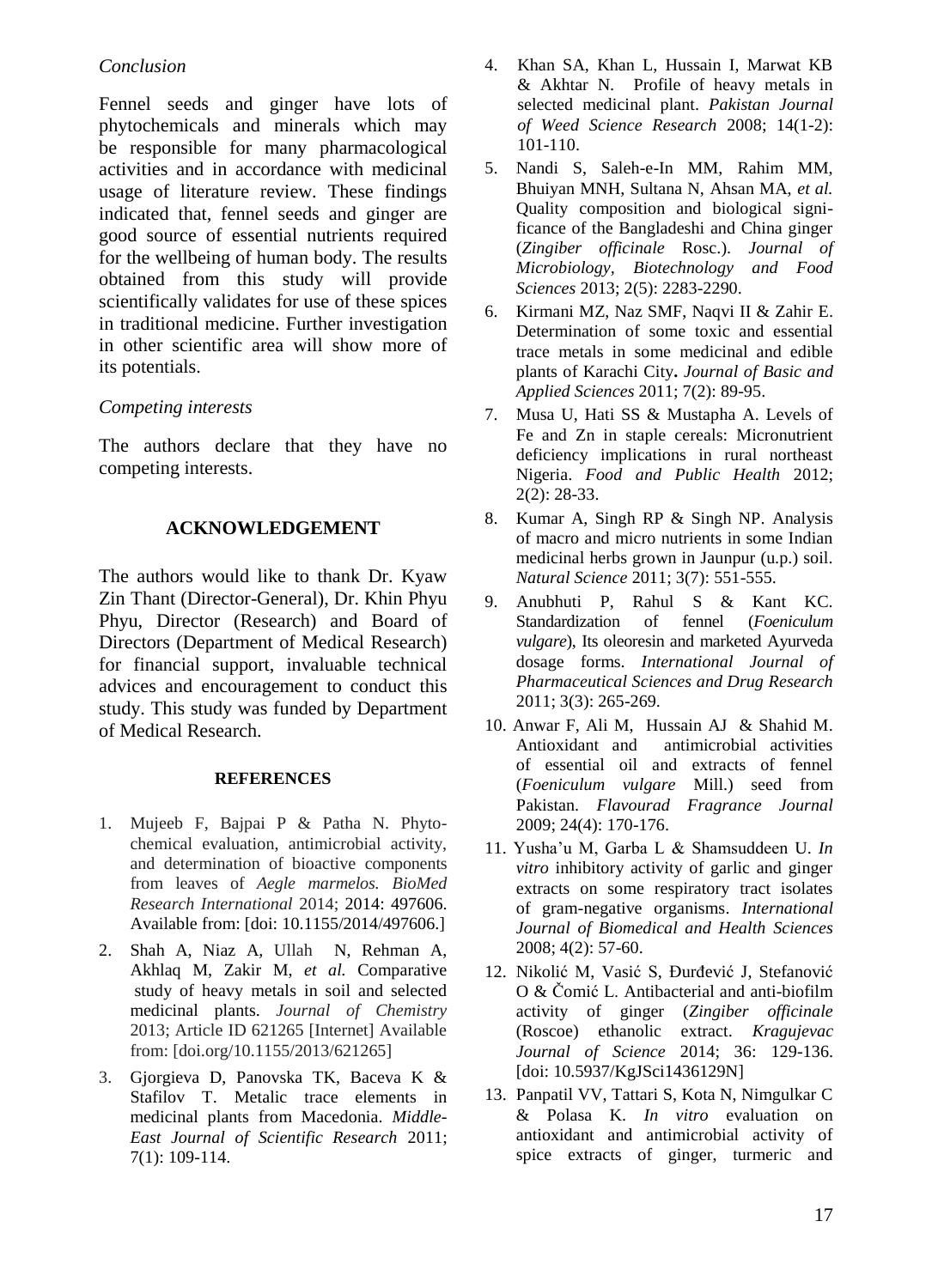*Conclusion*

Fennel seeds and ginger have lots of phytochemicals and minerals which may be responsible for many pharmacological activities and in accordance with medicinal usage of literature review. These findings indicated that, fennel seeds and ginger are good source of essential nutrients required for the wellbeing of human body. The results obtained from this study will provide scientifically validates for use of these spices in traditional medicine. Further investigation in other scientific area will show more of its potentials.

*Competing interests*

The authors declare that they have no competing interests.

## ACKNOWLEDGEMENT

The authors would like to thank Dr. Kyaw Zin Thant (Director-General), Dr. Khin Phyu Phyu, Director (Research) and Board of Directors (Department of Medical Research) for financial support, invaluable technical advices and encouragement to conduct this study. This study was funded by Department of Medical Research.

## REFERENCES

1. Mujeeb F, Bajpai P & Patha N. Phytochemical evaluation, antimicrobial activity, and determination of bioactive components from leaves of *Aegle marmelos. BioMed Research International* 2014; 2014: 497606. Available from: [doi: 10.1155/2014/497606.]
2. Shah A, Niaz A, Ullah N, Rehman A, Akhlaq M, Zakir M, *et al.* Comparative study of heavy metals in soil and selected medicinal plants. *Journal of Chemistry* 2013; Article ID 621265 [Internet] Available from: [doi.org/10.1155/2013/621265]
3. Gjorgieva D, Panovska TK, Baceva K & Stafilov T. Metalic trace elements in medicinal plants from Macedonia. *Middle-East Journal of Scientific Research* 2011; 7(1): 109-114.
4. Khan SA, Khan L, Hussain I, Marwat KB & Akhtar N. Profile of heavy metals in selected medicinal plant. *Pakistan Journal of Weed Science Research* 2008; 14(1-2): 101-110.
5. Nandi S, Saleh-e-In MM, Rahim MM, Bhuiyan MNH, Sultana N, Ahsan MA, *et al.* Quality composition and biological significance of the Bangladeshi and China ginger (*Zingiber officinale* Rosc.). *Journal of Microbiology, Biotechnology and Food Sciences* 2013; 2(5): 2283-2290.
6. Kirmani MZ, Naz SMF, Naqvi II & Zahir E. Determination of some toxic and essential trace metals in some medicinal and edible plants of Karachi City**.** *Journal of Basic and Applied Sciences* 2011; 7(2): 89-95.
7. Musa U, Hati SS & Mustapha A. Levels of Fe and Zn in staple cereals: Micronutrient deficiency implications in rural northeast Nigeria. *Food and Public Health* 2012; 2(2): 28-33.
8. Kumar A, Singh RP & Singh NP. Analysis of macro and micro nutrients in some Indian medicinal herbs grown in Jaunpur (u.p.) soil. *Natural Science* 2011; 3(7): 551-555.
9. Anubhuti P, Rahul S & Kant KC. Standardization of fennel (*Foeniculum vulgare*), Its oleoresin and marketed Ayurveda dosage forms. *International Journal of Pharmaceutical Sciences and Drug Research* 2011; 3(3): 265-269.
10. Anwar F, Ali M, Hussain AJ & Shahid M. Antioxidant and antimicrobial activities of essential oil and extracts of fennel (*Foeniculum vulgare* Mill.) seed from Pakistan. *Flavourad Fragrance Journal* 2009; 24(4): 170-176.
11. Yusha'u M, Garba L & Shamsuddeen U. *In vitro* inhibitory activity of garlic and ginger extracts on some respiratory tract isolates of gram-negative organisms. *International Journal of Biomedical and Health Sciences* 2008; 4(2): 57-60.
12. Nikolić M, Vasić S, Đurđević J, Stefanović O & Čomić L. Antibacterial and anti-biofilm activity of ginger (*Zingiber officinale* (Roscoe) ethanolic extract. *Kragujevac Journal of Science* 2014; 36: 129-136. [doi: 10.5937/KgJSci1436129N]
13. Panpatil VV, Tattari S, Kota N, Nimgulkar C & Polasa K. *In vitro* evaluation on antioxidant and antimicrobial activity of spice extracts of ginger, turmeric and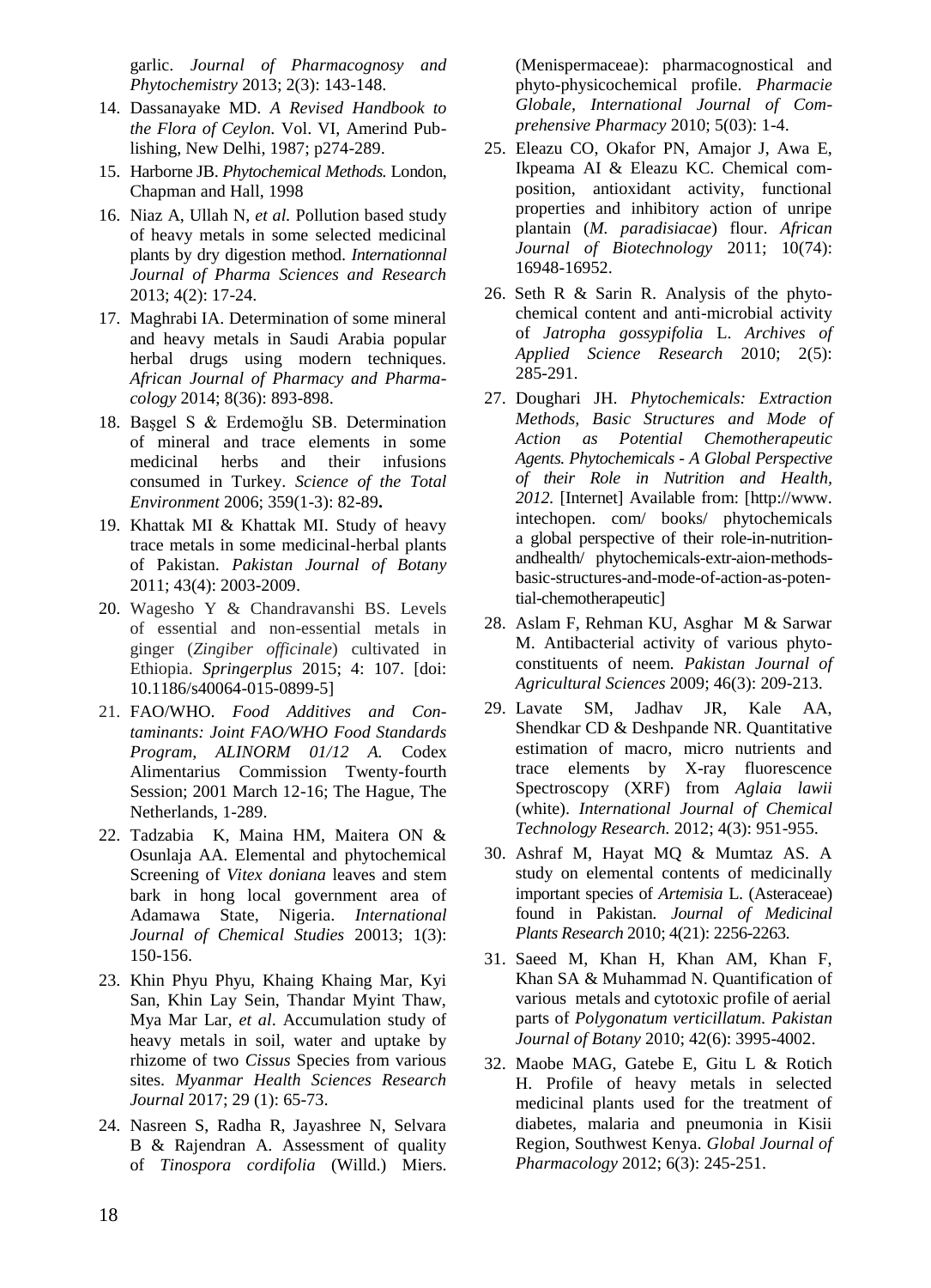garlic. *Journal of Pharmacognosy and Phytochemistry* 2013; 2(3): 143-148.

14. Dassanayake MD. *A Revised Handbook to the Flora of Ceylon.* Vol. VI, Amerind Publishing, New Delhi, 1987; p274-289.
15. Harborne JB. *Phytochemical Methods.* London, Chapman and Hall, 1998
16. Niaz A, Ullah N, *et al.* Pollution based study of heavy metals in some selected medicinal plants by dry digestion method. *Internationnal Journal of Pharma Sciences and Research* 2013; 4(2): 17-24.
17. Maghrabi IA. Determination of some mineral and heavy metals in Saudi Arabia popular herbal drugs using modern techniques. *African Journal of Pharmacy and Pharmacology* 2014; 8(36): 893-898.
18. Başgel S & Erdemoğlu SB. Determination of mineral and trace elements in some medicinal herbs and their infusions consumed in Turkey. *Science of the Total Environment* 2006; 359(1-3): 82-89**.**
19. Khattak MI & Khattak MI. Study of heavy trace metals in some medicinal-herbal plants of Pakistan. *Pakistan Journal of Botany* 2011; 43(4): 2003-2009.
20. Wagesho Y & Chandravanshi BS. Levels of essential and non-essential metals in ginger (*Zingiber officinale*) cultivated in Ethiopia. *Springerplus* 2015; 4: 107. [doi: 10.1186/s40064-015-0899-5]
21. FAO/WHO. *Food Additives and Contaminants: Joint FAO/WHO Food Standards Program, ALINORM 01/12 A.* Codex Alimentarius Commission Twenty-fourth Session; 2001 March 12-16; The Hague, The Netherlands, 1-289.
22. Tadzabia K, Maina HM, Maitera ON & Osunlaja AA. Elemental and phytochemical Screening of *Vitex doniana* leaves and stem bark in hong local government area of Adamawa State, Nigeria. *International Journal of Chemical Studies* 20013; 1(3): 150-156.
23. Khin Phyu Phyu, Khaing Khaing Mar, Kyi San, Khin Lay Sein, Thandar Myint Thaw, Mya Mar Lar, *et al*. Accumulation study of heavy metals in soil, water and uptake by rhizome of two *Cissus* Species from various sites. *Myanmar Health Sciences Research Journal* 2017; 29 (1): 65-73.
24. Nasreen S, Radha R, Jayashree N, Selvara B & Rajendran A. Assessment of quality of *Tinospora cordifolia* (Willd.) Miers. (Menispermaceae): pharmacognostical and phyto-physicochemical profile. *Pharmacie Globale, International Journal of Comprehensive Pharmacy* 2010; 5(03): 1-4.
25. Eleazu CO, Okafor PN, Amajor J, Awa E, Ikpeama AI & Eleazu KC. Chemical composition, antioxidant activity, functional properties and inhibitory action of unripe plantain (*M. paradisiacae*) flour. *African Journal of Biotechnology* 2011; 10(74): 16948-16952.
26. Seth R & Sarin R. Analysis of the phytochemical content and anti-microbial activity of *Jatropha gossypifolia* L. *Archives of Applied Science Research* 2010; 2(5): 285-291.
27. Doughari JH. *Phytochemicals: Extraction Methods, Basic Structures and Mode of Action as Potential Chemotherapeutic Agents. Phytochemicals - A Global Perspective of their Role in Nutrition and Health, 2012.* [Internet] Available from: [http://www. intechopen. com/ books/ phytochemicals a global perspective of their role-in-nutritionandhealth/ phytochemicals-extr-aion-methods-basic-structures-and-mode-of-action-as-potential-chemotherapeutic]
28. Aslam F, Rehman KU, Asghar M & Sarwar M. Antibacterial activity of various phytoconstituents of neem. *Pakistan Journal of Agricultural Sciences* 2009; 46(3): 209-213.
29. Lavate SM, Jadhav JR, Kale AA, Shendkar CD & Deshpande NR. Quantitative estimation of macro, micro nutrients and trace elements by X-ray fluorescence Spectroscopy (XRF) from *Aglaia lawii* (white). *International Journal of Chemical Technology Research.* 2012; 4(3): 951-955.
30. Ashraf M, Hayat MQ & Mumtaz AS. A study on elemental contents of medicinally important species of *Artemisia* L. (Asteraceae) found in Pakistan. *Journal of Medicinal Plants Research* 2010; 4(21): 2256-2263.
31. Saeed M, Khan H, Khan AM, Khan F, Khan SA & Muhammad N. Quantification of various metals and cytotoxic profile of aerial parts of *Polygonatum verticillatum*. *Pakistan Journal of Botany* 2010; 42(6): 3995-4002.
32. Maobe MAG, Gatebe E, Gitu L & Rotich H. Profile of heavy metals in selected medicinal plants used for the treatment of diabetes, malaria and pneumonia in Kisii Region, Southwest Kenya. *Global Journal of Pharmacology* 2012; 6(3): 245-251.